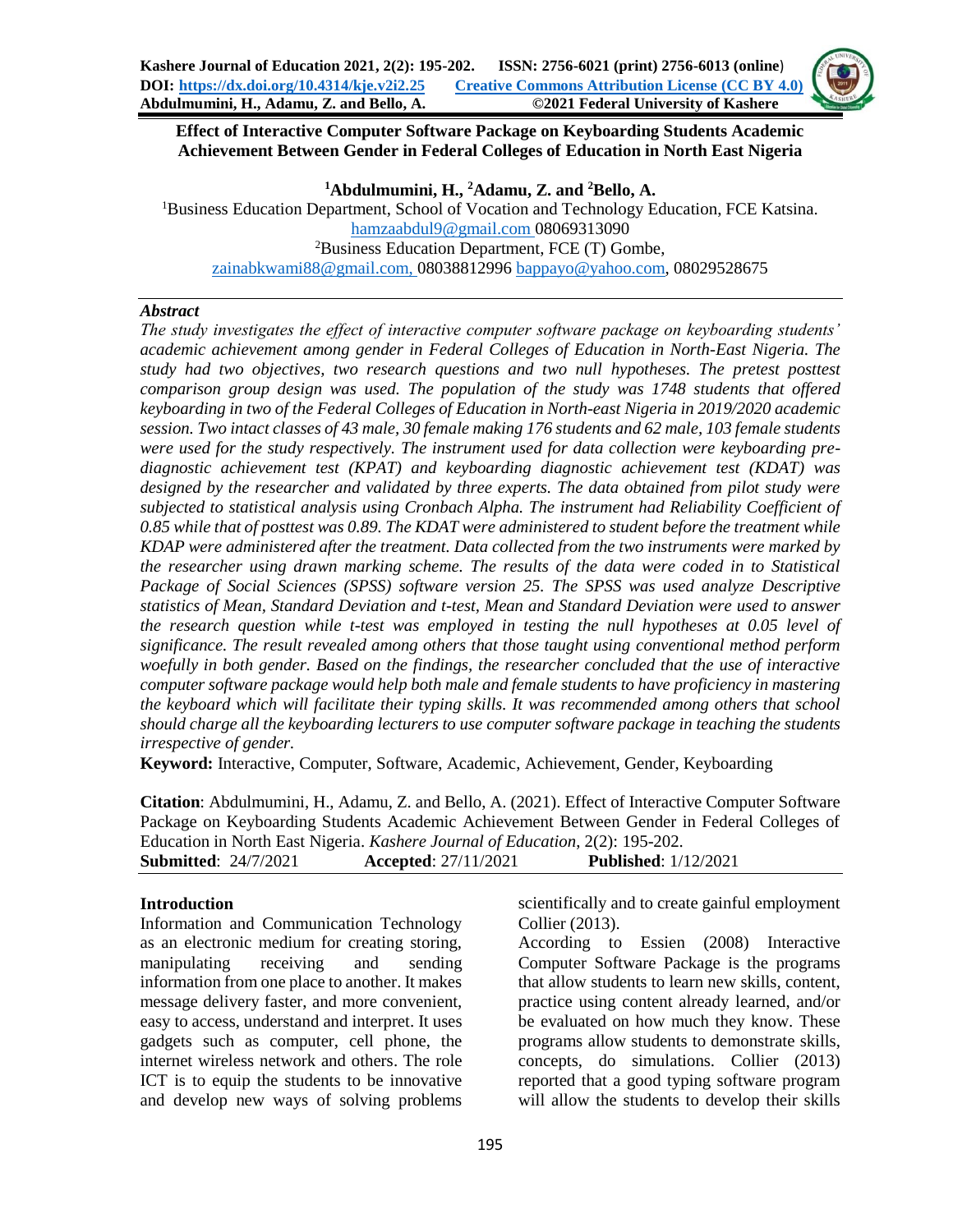# Effect of Interactive Computer Software Package on Keyboarding Students Academic Achievement Between Gender in Federal Colleges of Education in North East Nigeria

**[1]Abdulmumini, H., [2]Adamu, Z. and [2]Bello, A.**

[1]Business Education Department, School of Vocation and Technology Education, FCE Katsina. hamzaabdul9@gmail.com 08069313090

[2]Business Education Department, FCE (T) Gombe, zainabkwami88@gmail.com, 08038812996 bappayo@yahoo.com, 08029528675

### *Abstract*

*The study investigates the effect of interactive computer software package on keyboarding students' academic achievement among gender in Federal Colleges of Education in North-East Nigeria. The study had two objectives, two research questions and two null hypotheses. The pretest posttest comparison group design was used. The population of the study was 1748 students that offered keyboarding in two of the Federal Colleges of Education in North-east Nigeria in 2019/2020 academic session. Two intact classes of 43 male, 30 female making 176 students and 62 male, 103 female students were used for the study respectively. The instrument used for data collection were keyboarding pre-diagnostic achievement test (KPAT) and keyboarding diagnostic achievement test (KDAT) was designed by the researcher and validated by three experts. The data obtained from pilot study were subjected to statistical analysis using Cronbach Alpha. The instrument had Reliability Coefficient of 0.85 while that of posttest was 0.89. The KDAT were administered to student before the treatment while KDAP were administered after the treatment. Data collected from the two instruments were marked by the researcher using drawn marking scheme. The results of the data were coded in to Statistical Package of Social Sciences (SPSS) software version 25. The SPSS was used analyze Descriptive statistics of Mean, Standard Deviation and t-test, Mean and Standard Deviation were used to answer the research question while t-test was employed in testing the null hypotheses at 0.05 level of significance. The result revealed among others that those taught using conventional method perform woefully in both gender. Based on the findings, the researcher concluded that the use of interactive computer software package would help both male and female students to have proficiency in mastering the keyboard which will facilitate their typing skills. It was recommended among others that school should charge all the keyboarding lecturers to use computer software package in teaching the students irrespective of gender.*

**Keyword:** Interactive, Computer, Software, Academic, Achievement, Gender, Keyboarding

**Citation**: Abdulmumini, H., Adamu, Z. and Bello, A. (2021). Effect of Interactive Computer Software Package on Keyboarding Students Academic Achievement Between Gender in Federal Colleges of Education in North East Nigeria. *Kashere Journal of Education*, 2(2): 195-202.

**Submitted**: 24/7/2021 **Accepted**: 27/11/2021 **Published**: 1/12/2021

## Introduction

Information and Communication Technology as an electronic medium for creating storing, manipulating receiving and sending information from one place to another. It makes message delivery faster, and more convenient, easy to access, understand and interpret. It uses gadgets such as computer, cell phone, the internet wireless network and others. The role ICT is to equip the students to be innovative and develop new ways of solving problems scientifically and to create gainful employment Collier (2013).

According to Essien (2008) Interactive Computer Software Package is the programs that allow students to learn new skills, content, practice using content already learned, and/or be evaluated on how much they know. These programs allow students to demonstrate skills, concepts, do simulations. Collier (2013) reported that a good typing software program will allow the students to develop their skills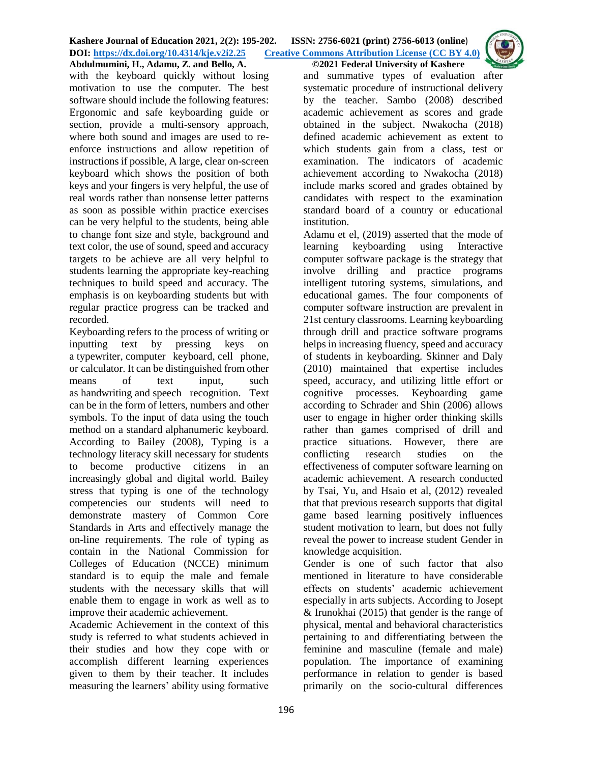with the keyboard quickly without losing motivation to use the computer. The best software should include the following features: Ergonomic and safe keyboarding guide or section, provide a multi-sensory approach, where both sound and images are used to re-enforce instructions and allow repetition of instructions if possible, A large, clear on-screen keyboard which shows the position of both keys and your fingers is very helpful, the use of real words rather than nonsense letter patterns as soon as possible within practice exercises can be very helpful to the students, being able to change font size and style, background and text color, the use of sound, speed and accuracy targets to be achieve are all very helpful to students learning the appropriate key-reaching techniques to build speed and accuracy. The emphasis is on keyboarding students but with regular practice progress can be tracked and recorded.

Keyboarding refers to the process of writing or inputting text by pressing keys on a typewriter, computer keyboard, cell phone, or calculator. It can be distinguished from other means of text input, such as handwriting and speech recognition. Text can be in the form of letters, numbers and other symbols. To the input of data using the touch method on a standard alphanumeric keyboard. According to Bailey (2008), Typing is a technology literacy skill necessary for students to become productive citizens in an increasingly global and digital world. Bailey stress that typing is one of the technology competencies our students will need to demonstrate mastery of Common Core Standards in Arts and effectively manage the on-line requirements. The role of typing as contain in the National Commission for Colleges of Education (NCCE) minimum standard is to equip the male and female students with the necessary skills that will enable them to engage in work as well as to improve their academic achievement.

Academic Achievement in the context of this study is referred to what students achieved in their studies and how they cope with or accomplish different learning experiences given to them by their teacher. It includes measuring the learners' ability using formative and summative types of evaluation after systematic procedure of instructional delivery by the teacher. Sambo (2008) described academic achievement as scores and grade obtained in the subject. Nwakocha (2018) defined academic achievement as extent to which students gain from a class, test or examination. The indicators of academic achievement according to Nwakocha (2018) include marks scored and grades obtained by candidates with respect to the examination standard board of a country or educational institution.

Adamu et el, (2019) asserted that the mode of learning keyboarding using Interactive computer software package is the strategy that involve drilling and practice programs intelligent tutoring systems, simulations, and educational games. The four components of computer software instruction are prevalent in 21st century classrooms. Learning keyboarding through drill and practice software programs helps in increasing fluency, speed and accuracy of students in keyboarding. Skinner and Daly (2010) maintained that expertise includes speed, accuracy, and utilizing little effort or cognitive processes. Keyboarding game according to Schrader and Shin (2006) allows user to engage in higher order thinking skills rather than games comprised of drill and practice situations. However, there are conflicting research studies on the effectiveness of computer software learning on academic achievement. A research conducted by Tsai, Yu, and Hsaio et al, (2012) revealed that that previous research supports that digital game based learning positively influences student motivation to learn, but does not fully reveal the power to increase student Gender in knowledge acquisition.

Gender is one of such factor that also mentioned in literature to have considerable effects on students' academic achievement especially in arts subjects. According to Josept & Irunokhai (2015) that gender is the range of physical, mental and behavioral characteristics pertaining to and differentiating between the feminine and masculine (female and male) population. The importance of examining performance in relation to gender is based primarily on the socio-cultural differences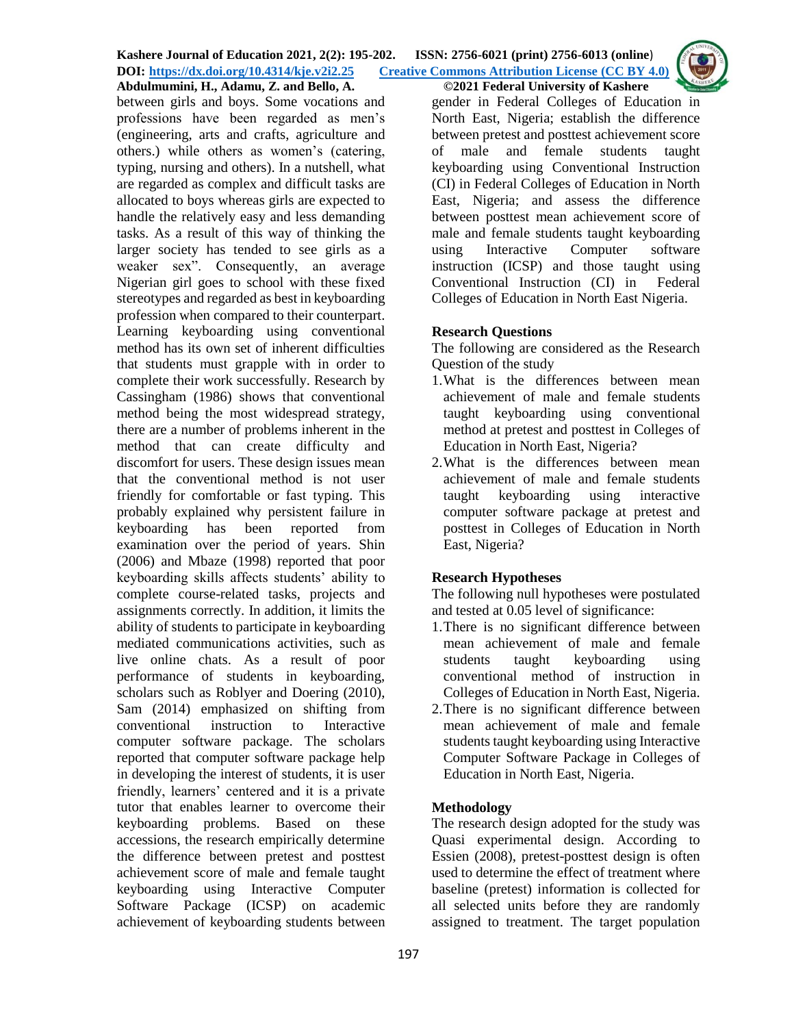between girls and boys. Some vocations and professions have been regarded as men's (engineering, arts and crafts, agriculture and others.) while others as women's (catering, typing, nursing and others). In a nutshell, what are regarded as complex and difficult tasks are allocated to boys whereas girls are expected to handle the relatively easy and less demanding tasks. As a result of this way of thinking the larger society has tended to see girls as a weaker sex". Consequently, an average Nigerian girl goes to school with these fixed stereotypes and regarded as best in keyboarding profession when compared to their counterpart. Learning keyboarding using conventional method has its own set of inherent difficulties that students must grapple with in order to complete their work successfully. Research by Cassingham (1986) shows that conventional method being the most widespread strategy, there are a number of problems inherent in the method that can create difficulty and discomfort for users. These design issues mean that the conventional method is not user friendly for comfortable or fast typing. This probably explained why persistent failure in keyboarding has been reported from examination over the period of years. Shin (2006) and Mbaze (1998) reported that poor keyboarding skills affects students' ability to complete course-related tasks, projects and assignments correctly. In addition, it limits the ability of students to participate in keyboarding mediated communications activities, such as live online chats. As a result of poor performance of students in keyboarding, scholars such as Roblyer and Doering (2010), Sam (2014) emphasized on shifting from conventional instruction to Interactive computer software package. The scholars reported that computer software package help in developing the interest of students, it is user friendly, learners' centered and it is a private tutor that enables learner to overcome their keyboarding problems. Based on these accessions, the research empirically determine the difference between pretest and posttest achievement score of male and female taught keyboarding using Interactive Computer Software Package (ICSP) on academic achievement of keyboarding students between gender in Federal Colleges of Education in North East, Nigeria; establish the difference between pretest and posttest achievement score of male and female students taught keyboarding using Conventional Instruction (CI) in Federal Colleges of Education in North East, Nigeria; and assess the difference between posttest mean achievement score of male and female students taught keyboarding using Interactive Computer software instruction (ICSP) and those taught using Conventional Instruction (CI) in Federal Colleges of Education in North East Nigeria.

## Research Questions

The following are considered as the Research Question of the study

1. What is the differences between mean achievement of male and female students taught keyboarding using conventional method at pretest and posttest in Colleges of Education in North East, Nigeria?
2. What is the differences between mean achievement of male and female students taught keyboarding using interactive computer software package at pretest and posttest in Colleges of Education in North East, Nigeria?

## Research Hypotheses

The following null hypotheses were postulated and tested at 0.05 level of significance:

1. There is no significant difference between mean achievement of male and female students taught keyboarding using conventional method of instruction in Colleges of Education in North East, Nigeria.
2. There is no significant difference between mean achievement of male and female students taught keyboarding using Interactive Computer Software Package in Colleges of Education in North East, Nigeria.

## Methodology

The research design adopted for the study was Quasi experimental design. According to Essien (2008), pretest-posttest design is often used to determine the effect of treatment where baseline (pretest) information is collected for all selected units before they are randomly assigned to treatment. The target population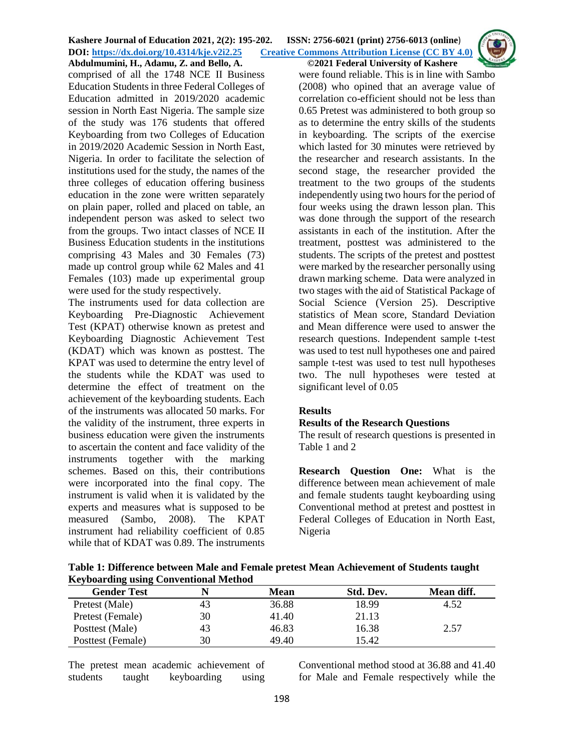comprised of all the 1748 NCE II Business Education Students in three Federal Colleges of Education admitted in 2019/2020 academic session in North East Nigeria. The sample size of the study was 176 students that offered Keyboarding from two Colleges of Education in 2019/2020 Academic Session in North East, Nigeria. In order to facilitate the selection of institutions used for the study, the names of the three colleges of education offering business education in the zone were written separately on plain paper, rolled and placed on table, an independent person was asked to select two from the groups. Two intact classes of NCE II Business Education students in the institutions comprising 43 Males and 30 Females (73) made up control group while 62 Males and 41 Females (103) made up experimental group were used for the study respectively.

The instruments used for data collection are Keyboarding Pre-Diagnostic Achievement Test (KPAT) otherwise known as pretest and Keyboarding Diagnostic Achievement Test (KDAT) which was known as posttest. The KPAT was used to determine the entry level of the students while the KDAT was used to determine the effect of treatment on the achievement of the keyboarding students. Each of the instruments was allocated 50 marks. For the validity of the instrument, three experts in business education were given the instruments to ascertain the content and face validity of the instruments together with the marking schemes. Based on this, their contributions were incorporated into the final copy. The instrument is valid when it is validated by the experts and measures what is supposed to be measured (Sambo, 2008). The KPAT instrument had reliability coefficient of 0.85 while that of KDAT was 0.89. The instruments were found reliable. This is in line with Sambo (2008) who opined that an average value of correlation co-efficient should not be less than 0.65 Pretest was administered to both group so as to determine the entry skills of the students in keyboarding. The scripts of the exercise which lasted for 30 minutes were retrieved by the researcher and research assistants. In the second stage, the researcher provided the treatment to the two groups of the students independently using two hours for the period of four weeks using the drawn lesson plan. This was done through the support of the research assistants in each of the institution. After the treatment, posttest was administered to the students. The scripts of the pretest and posttest were marked by the researcher personally using drawn marking scheme. Data were analyzed in two stages with the aid of Statistical Package of Social Science (Version 25). Descriptive statistics of Mean score, Standard Deviation and Mean difference were used to answer the research questions. Independent sample t-test was used to test null hypotheses one and paired sample t-test was used to test null hypotheses two. The null hypotheses were tested at significant level of 0.05

## Results

### Results of the Research Questions

The result of research questions is presented in Table 1 and 2

**Research Question One:** What is the difference between mean achievement of male and female students taught keyboarding using Conventional method at pretest and posttest in Federal Colleges of Education in North East, Nigeria

**Table 1: Difference between Male and Female pretest Mean Achievement of Students taught Keyboarding using Conventional Method**

| Gender Test | N | Mean | Std. Dev. | Mean diff. |
|---|---|---|---|---|
| Pretest (Male) | 43 | 36.88 | 18.99 | 4.52 |
| Pretest (Female) | 30 | 41.40 | 21.13 | |
| Posttest (Male) | 43 | 46.83 | 16.38 | 2.57 |
| Posttest (Female) | 30 | 49.40 | 15.42 | |

The pretest mean academic achievement of students taught keyboarding using Conventional method stood at 36.88 and 41.40 for Male and Female respectively while the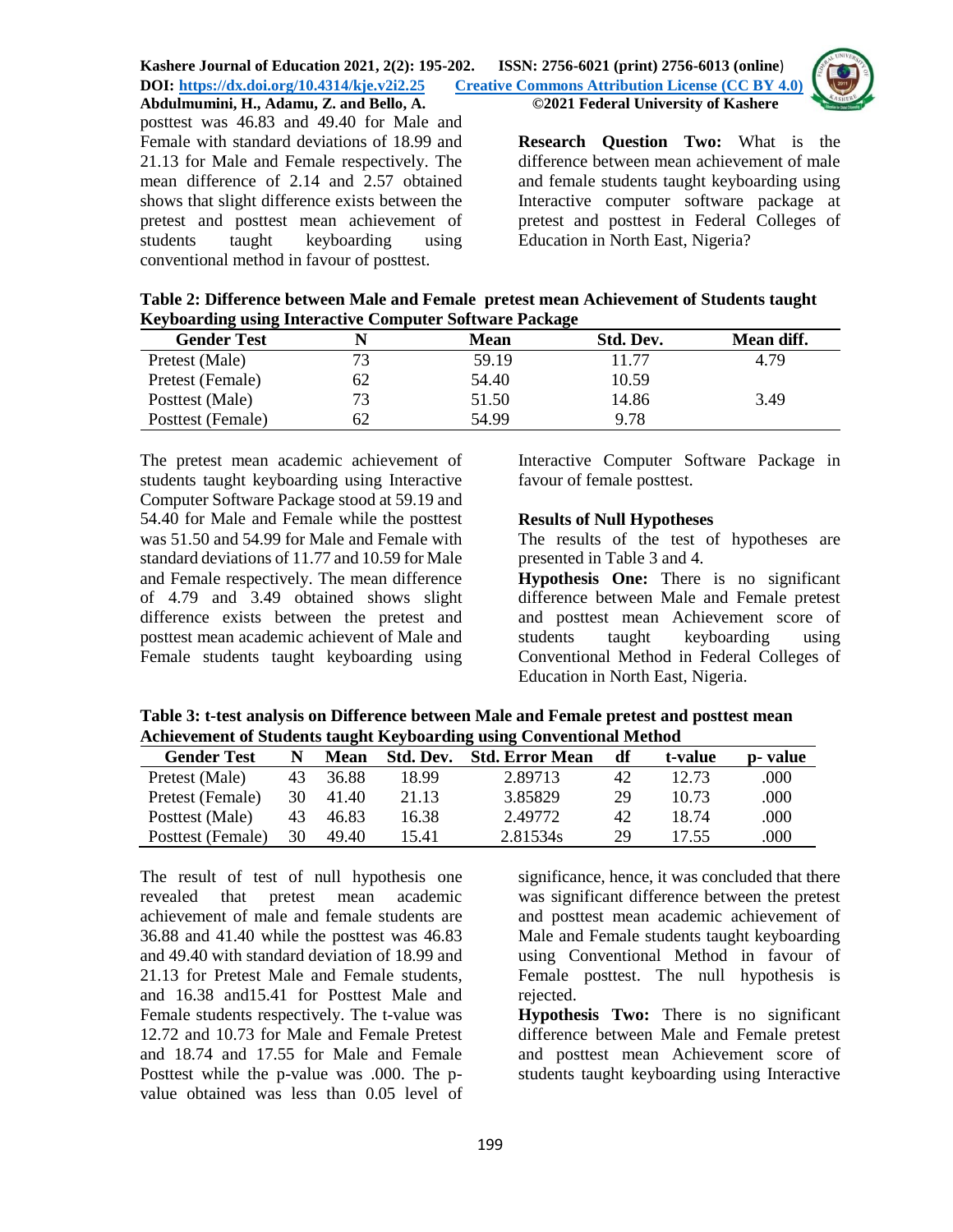posttest was 46.83 and 49.40 for Male and Female with standard deviations of 18.99 and 21.13 for Male and Female respectively. The mean difference of 2.14 and 2.57 obtained shows that slight difference exists between the pretest and posttest mean achievement of students taught keyboarding using conventional method in favour of posttest.

**Research Question Two:** What is the difference between mean achievement of male and female students taught keyboarding using Interactive computer software package at pretest and posttest in Federal Colleges of Education in North East, Nigeria?

**Table 2: Difference between Male and Female pretest mean Achievement of Students taught Keyboarding using Interactive Computer Software Package**

| Gender Test | N | Mean | Std. Dev. | Mean diff. |
|---|---|---|---|---|
| Pretest (Male) | 73 | 59.19 | 11.77 | 4.79 |
| Pretest (Female) | 62 | 54.40 | 10.59 | |
| Posttest (Male) | 73 | 51.50 | 14.86 | 3.49 |
| Posttest (Female) | 62 | 54.99 | 9.78 | |

The pretest mean academic achievement of students taught keyboarding using Interactive Computer Software Package stood at 59.19 and 54.40 for Male and Female while the posttest was 51.50 and 54.99 for Male and Female with standard deviations of 11.77 and 10.59 for Male and Female respectively. The mean difference of 4.79 and 3.49 obtained shows slight difference exists between the pretest and posttest mean academic achievent of Male and Female students taught keyboarding using Interactive Computer Software Package in favour of female posttest.

**Results of Null Hypotheses**

The results of the test of hypotheses are presented in Table 3 and 4.

**Hypothesis One:** There is no significant difference between Male and Female pretest and posttest mean Achievement score of students taught keyboarding using Conventional Method in Federal Colleges of Education in North East, Nigeria.

**Table 3: t-test analysis on Difference between Male and Female pretest and posttest mean Achievement of Students taught Keyboarding using Conventional Method**

| Gender Test | N | Mean | Std. Dev. | Std. Error Mean | df | t-value | p- value |
|---|---|---|---|---|---|---|---|
| Pretest (Male) | 43 | 36.88 | 18.99 | 2.89713 | 42 | 12.73 | .000 |
| Pretest (Female) | 30 | 41.40 | 21.13 | 3.85829 | 29 | 10.73 | .000 |
| Posttest (Male) | 43 | 46.83 | 16.38 | 2.49772 | 42 | 18.74 | .000 |
| Posttest (Female) | 30 | 49.40 | 15.41 | 2.81534s | 29 | 17.55 | .000 |

The result of test of null hypothesis one revealed that pretest mean academic achievement of male and female students are 36.88 and 41.40 while the posttest was 46.83 and 49.40 with standard deviation of 18.99 and 21.13 for Pretest Male and Female students, and 16.38 and15.41 for Posttest Male and Female students respectively. The t-value was 12.72 and 10.73 for Male and Female Pretest and 18.74 and 17.55 for Male and Female Posttest while the p-value was .000. The p-value obtained was less than 0.05 level of significance, hence, it was concluded that there was significant difference between the pretest and posttest mean academic achievement of Male and Female students taught keyboarding using Conventional Method in favour of Female posttest. The null hypothesis is rejected.

**Hypothesis Two:** There is no significant difference between Male and Female pretest and posttest mean Achievement score of students taught keyboarding using Interactive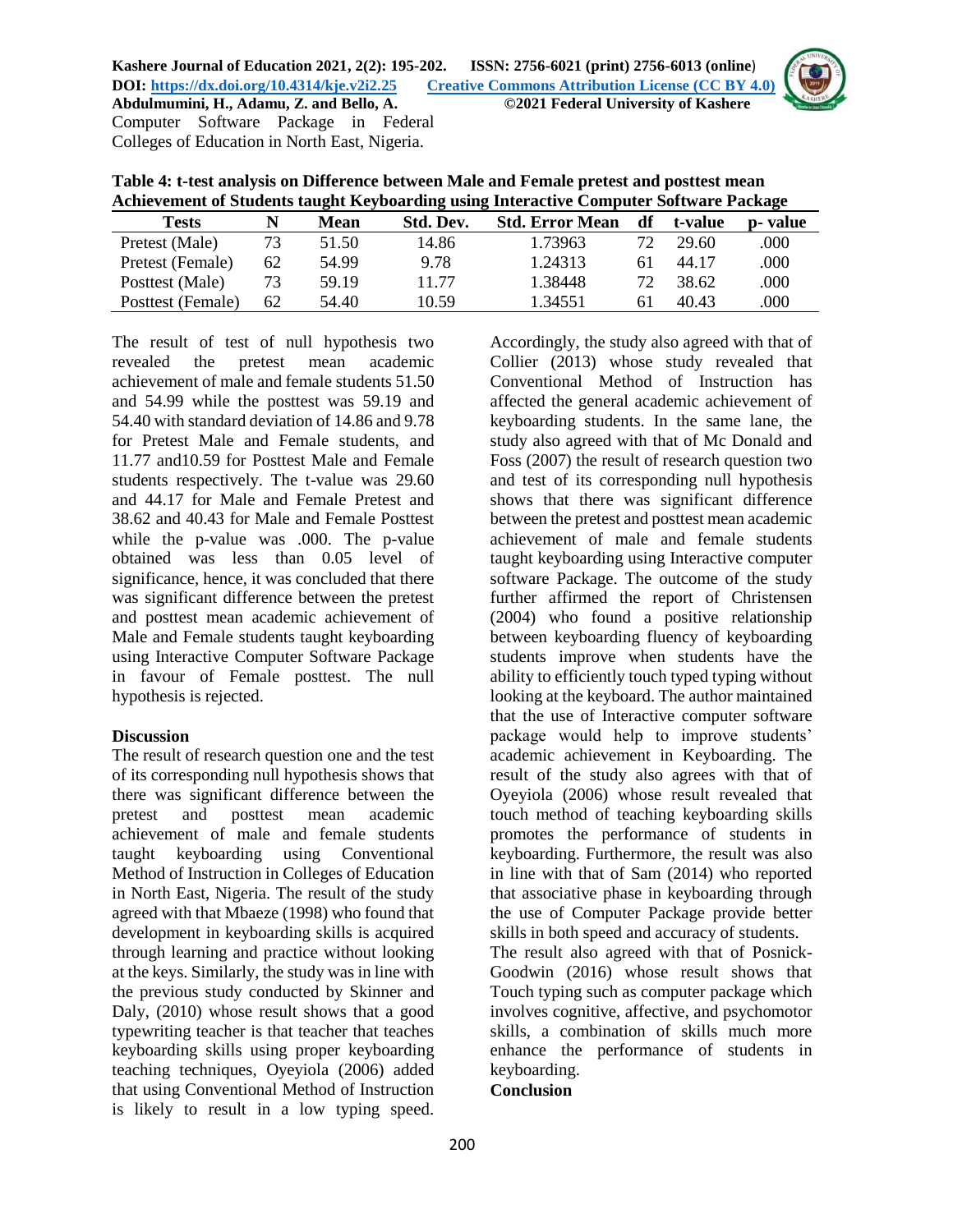Computer Software Package in Federal Colleges of Education in North East, Nigeria.

**Table 4: t-test analysis on Difference between Male and Female pretest and posttest mean Achievement of Students taught Keyboarding using Interactive Computer Software Package**

| Tests | N | Mean | Std. Dev. | Std. Error Mean | df | t-value | p- value |
|---|---|---|---|---|---|---|---|
| Pretest (Male) | 73 | 51.50 | 14.86 | 1.73963 | 72 | 29.60 | .000 |
| Pretest (Female) | 62 | 54.99 | 9.78 | 1.24313 | 61 | 44.17 | .000 |
| Posttest (Male) | 73 | 59.19 | 11.77 | 1.38448 | 72 | 38.62 | .000 |
| Posttest (Female) | 62 | 54.40 | 10.59 | 1.34551 | 61 | 40.43 | .000 |

The result of test of null hypothesis two revealed the pretest mean academic achievement of male and female students 51.50 and 54.99 while the posttest was 59.19 and 54.40 with standard deviation of 14.86 and 9.78 for Pretest Male and Female students, and 11.77 and10.59 for Posttest Male and Female students respectively. The t-value was 29.60 and 44.17 for Male and Female Pretest and 38.62 and 40.43 for Male and Female Posttest while the p-value was .000. The p-value obtained was less than 0.05 level of significance, hence, it was concluded that there was significant difference between the pretest and posttest mean academic achievement of Male and Female students taught keyboarding using Interactive Computer Software Package in favour of Female posttest. The null hypothesis is rejected.

**Discussion**

The result of research question one and the test of its corresponding null hypothesis shows that there was significant difference between the pretest and posttest mean academic achievement of male and female students taught keyboarding using Conventional Method of Instruction in Colleges of Education in North East, Nigeria. The result of the study agreed with that Mbaeze (1998) who found that development in keyboarding skills is acquired through learning and practice without looking at the keys. Similarly, the study was in line with the previous study conducted by Skinner and Daly, (2010) whose result shows that a good typewriting teacher is that teacher that teaches keyboarding skills using proper keyboarding teaching techniques, Oyeyiola (2006) added that using Conventional Method of Instruction is likely to result in a low typing speed. Accordingly, the study also agreed with that of Collier (2013) whose study revealed that Conventional Method of Instruction has affected the general academic achievement of keyboarding students. In the same lane, the study also agreed with that of Mc Donald and Foss (2007) the result of research question two and test of its corresponding null hypothesis shows that there was significant difference between the pretest and posttest mean academic achievement of male and female students taught keyboarding using Interactive computer software Package. The outcome of the study further affirmed the report of Christensen (2004) who found a positive relationship between keyboarding fluency of keyboarding students improve when students have the ability to efficiently touch typed typing without looking at the keyboard. The author maintained that the use of Interactive computer software package would help to improve students' academic achievement in Keyboarding. The result of the study also agrees with that of Oyeyiola (2006) whose result revealed that touch method of teaching keyboarding skills promotes the performance of students in keyboarding. Furthermore, the result was also in line with that of Sam (2014) who reported that associative phase in keyboarding through the use of Computer Package provide better skills in both speed and accuracy of students.

The result also agreed with that of Posnick-Goodwin (2016) whose result shows that Touch typing such as computer package which involves cognitive, affective, and psychomotor skills, a combination of skills much more enhance the performance of students in keyboarding.

**Conclusion**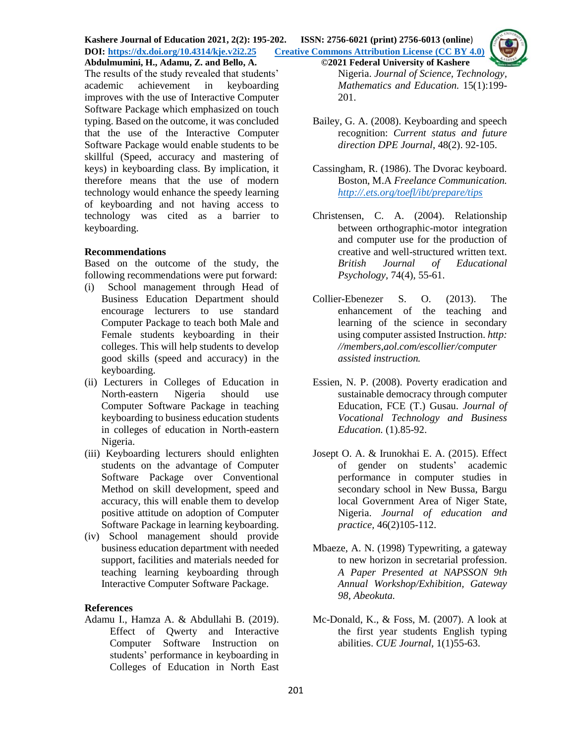The results of the study revealed that students' academic achievement in keyboarding improves with the use of Interactive Computer Software Package which emphasized on touch typing. Based on the outcome, it was concluded that the use of the Interactive Computer Software Package would enable students to be skillful (Speed, accuracy and mastering of keys) in keyboarding class. By implication, it therefore means that the use of modern technology would enhance the speedy learning of keyboarding and not having access to technology was cited as a barrier to keyboarding.

## Recommendations

Based on the outcome of the study, the following recommendations were put forward:

(i) School management through Head of Business Education Department should encourage lecturers to use standard Computer Package to teach both Male and Female students keyboarding in their colleges. This will help students to develop good skills (speed and accuracy) in the keyboarding.

(ii) Lecturers in Colleges of Education in North-eastern Nigeria should use Computer Software Package in teaching keyboarding to business education students in colleges of education in North-eastern Nigeria.

(iii) Keyboarding lecturers should enlighten students on the advantage of Computer Software Package over Conventional Method on skill development, speed and accuracy, this will enable them to develop positive attitude on adoption of Computer Software Package in learning keyboarding.

(iv) School management should provide business education department with needed support, facilities and materials needed for teaching learning keyboarding through Interactive Computer Software Package.

## References

Adamu I., Hamza A. & Abdullahi B. (2019). Effect of Qwerty and Interactive Computer Software Instruction on students' performance in keyboarding in Colleges of Education in North East Nigeria. *Journal of Science, Technology, Mathematics and Education.* 15(1):199-201.

Bailey, G. A. (2008). Keyboarding and speech recognition: *Current status and future direction DPE Journal*, 48(2). 92-105.

Cassingham, R. (1986). The Dvorac keyboard. Boston, M.A *Freelance Communication. http://.ets.org/toefl/ibt/prepare/tips*

Christensen, C. A. (2004). Relationship between orthographic-motor integration and computer use for the production of creative and well-structured written text. *British Journal of Educational Psychology*, 74(4), 55-61.

Collier-Ebenezer S. O. (2013). The enhancement of the teaching and learning of the science in secondary using computer assisted Instruction. *http://members,aol.com/escollier/computer assisted instruction.*

Essien, N. P. (2008). Poverty eradication and sustainable democracy through computer Education, FCE (T.) Gusau. *Journal of Vocational Technology and Business Education.* (1).85-92.

Josept O. A. & Irunokhai E. A. (2015). Effect of gender on students' academic performance in computer studies in secondary school in New Bussa, Bargu local Government Area of Niger State, Nigeria. *Journal of education and practice*, 46(2)105-112.

Mbaeze, A. N. (1998) Typewriting, a gateway to new horizon in secretarial profession. *A Paper Presented at NAPSSON 9th Annual Workshop/Exhibition, Gateway 98, Abeokuta.*

Mc-Donald, K., & Foss, M. (2007). A look at the first year students English typing abilities. *CUE Journal*, 1(1)55-63.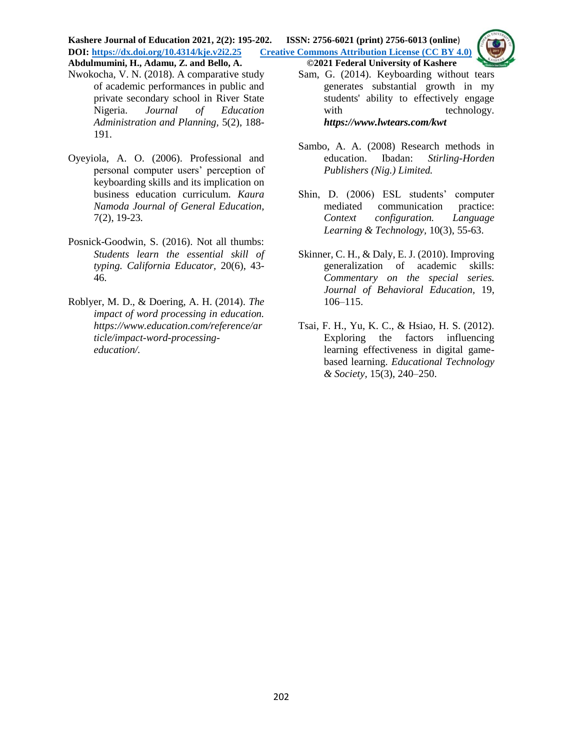Nwokocha, V. N. (2018). A comparative study of academic performances in public and private secondary school in River State Nigeria. *Journal of Education Administration and Planning*, 5(2), 188-191.

Oyeyiola, A. O. (2006). Professional and personal computer users' perception of keyboarding skills and its implication on business education curriculum. *Kaura Namoda Journal of General Education*, 7(2), 19-23.

Posnick-Goodwin, S. (2016). Not all thumbs: *Students learn the essential skill of typing. California Educator*, 20(6), 43-46.

Roblyer, M. D., & Doering, A. H. (2014). *The impact of word processing in education. https://www.education.com/reference/article/impact-word-processing-education/.*

Sam, G. (2014). Keyboarding without tears generates substantial growth in my students' ability to effectively engage with technology. ***https://www.lwtears.com/kwt***

Sambo, A. A. (2008) Research methods in education. Ibadan: *Stirling-Horden Publishers (Nig.) Limited.*

Shin, D. (2006) ESL students' computer mediated communication practice: *Context configuration. Language Learning & Technology*, 10(3), 55-63.

Skinner, C. H., & Daly, E. J. (2010). Improving generalization of academic skills: *Commentary on the special series. Journal of Behavioral Education*, 19, 106–115.

Tsai, F. H., Yu, K. C., & Hsiao, H. S. (2012). Exploring the factors influencing learning effectiveness in digital game-based learning. *Educational Technology & Society*, 15(3), 240–250.